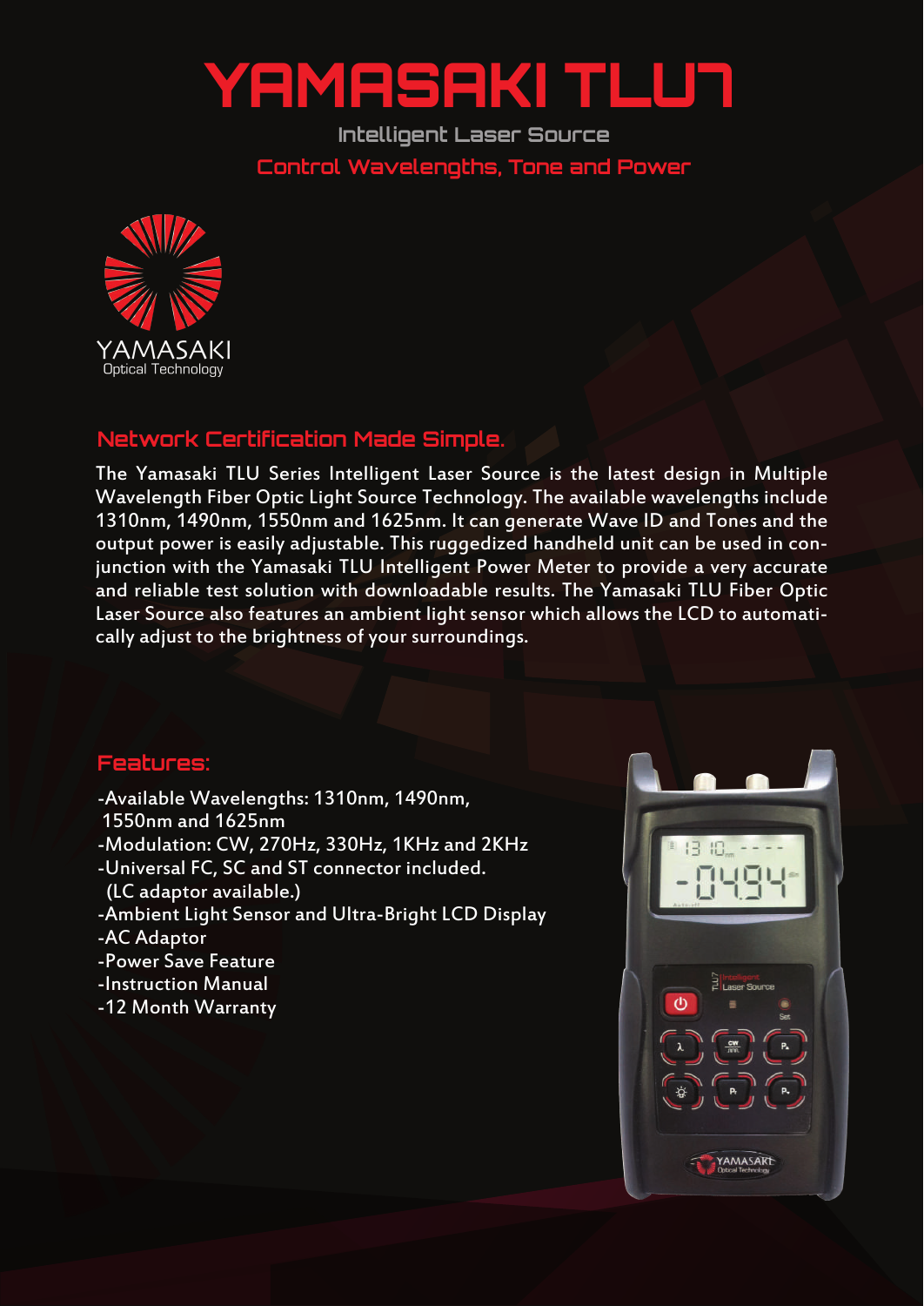# YAMASAKI TLU7

### Intelligent Laser Source

### Control Wavelengths, Tone and Power

YAMASAKI
Optical Technology

## Network Certification Made Simple.

The Yamasaki TLU Series Intelligent Laser Source is the latest design in Multiple Wavelength Fiber Optic Light Source Technology. The available wavelengths include 1310nm, 1490nm, 1550nm and 1625nm. It can generate Wave ID and Tones and the output power is easily adjustable. This ruggedized handheld unit can be used in conjunction with the Yamasaki TLU Intelligent Power Meter to provide a very accurate and reliable test solution with downloadable results. The Yamasaki TLU Fiber Optic Laser Source also features an ambient light sensor which allows the LCD to automatically adjust to the brightness of your surroundings.

## Features:

- -Available Wavelengths: 1310nm, 1490nm, 1550nm and 1625nm
- -Modulation: CW, 270Hz, 330Hz, 1KHz and 2KHz
- -Universal FC, SC and ST connector included. (LC adaptor available.)
- -Ambient Light Sensor and Ultra-Bright LCD Display
- -AC Adaptor
- -Power Save Feature
- -Instruction Manual
- -12 Month Warranty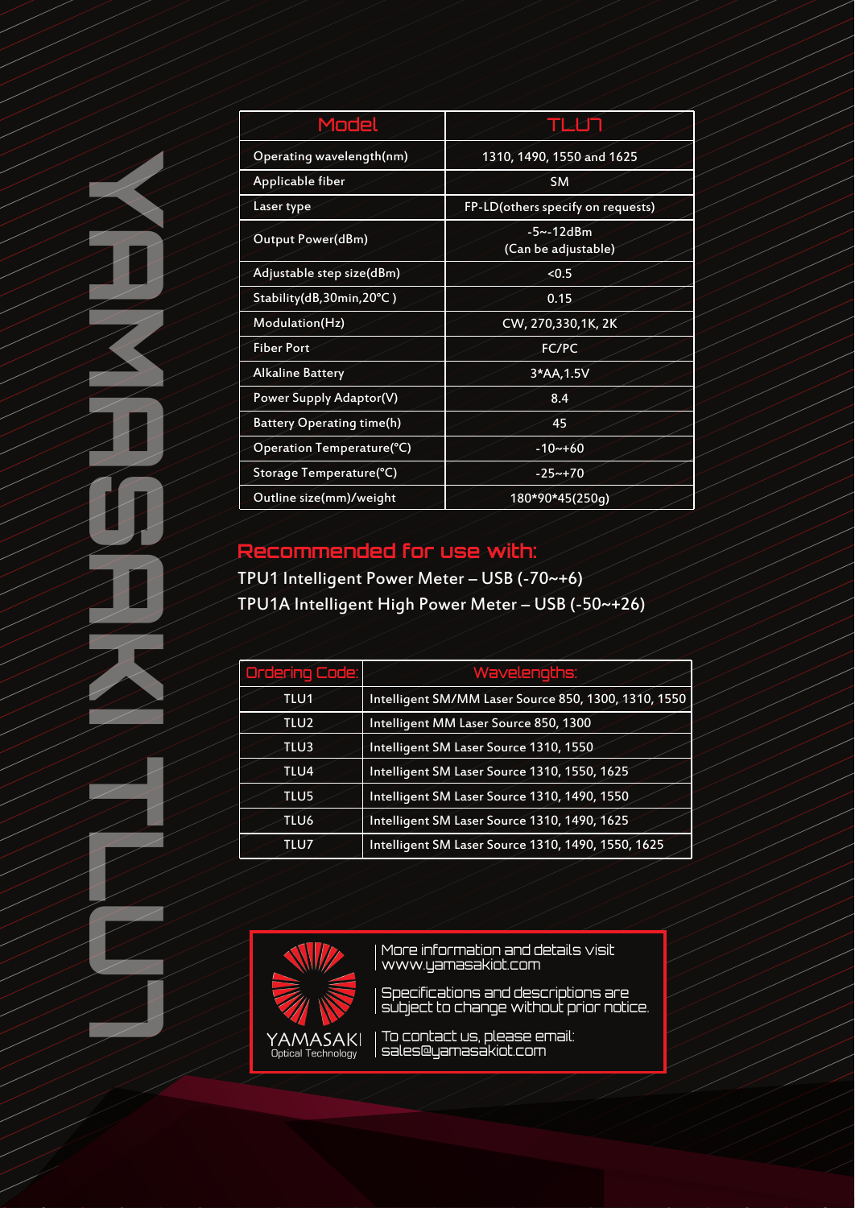# YAMASAKI TLU7

| Model | TLU7 |
|---|---|
| Operating wavelength(nm) | 1310, 1490, 1550 and 1625 |
| Applicable fiber | SM |
| Laser type | FP-LD(others specify on requests) |
| Output Power(dBm) | -5~-12dBm (Can be adjustable) |
| Adjustable step size(dBm) | <0.5 |
| Stability(dB,30min,20°C ) | 0.15 |
| Modulation(Hz) | CW, 270,330,1K, 2K |
| Fiber Port | FC/PC |
| Alkaline Battery | 3*AA,1.5V |
| Power Supply Adaptor(V) | 8.4 |
| Battery Operating time(h) | 45 |
| Operation Temperature(°C) | -10~+60 |
| Storage Temperature(°C) | -25~+70 |
| Outline size(mm)/weight | 180*90*45(250g) |

## Recommended for use with:

TPU1 Intelligent Power Meter – USB (-70~+6)
TPU1A Intelligent High Power Meter – USB (-50~+26)

| Ordering Code: | Wavelengths: |
|---|---|
| TLU1 | Intelligent SM/MM Laser Source 850, 1300, 1310, 1550 |
| TLU2 | Intelligent MM Laser Source 850, 1300 |
| TLU3 | Intelligent SM Laser Source 1310, 1550 |
| TLU4 | Intelligent SM Laser Source 1310, 1550, 1625 |
| TLU5 | Intelligent SM Laser Source 1310, 1490, 1550 |
| TLU6 | Intelligent SM Laser Source 1310, 1490, 1625 |
| TLU7 | Intelligent SM Laser Source 1310, 1490, 1550, 1625 |

YAMASAKI
Optical Technology

More information and details visit
www.yamasakiot.com

Specifications and descriptions are subject to change without prior notice.

To contact us, please email:
sales@yamasakiot.com